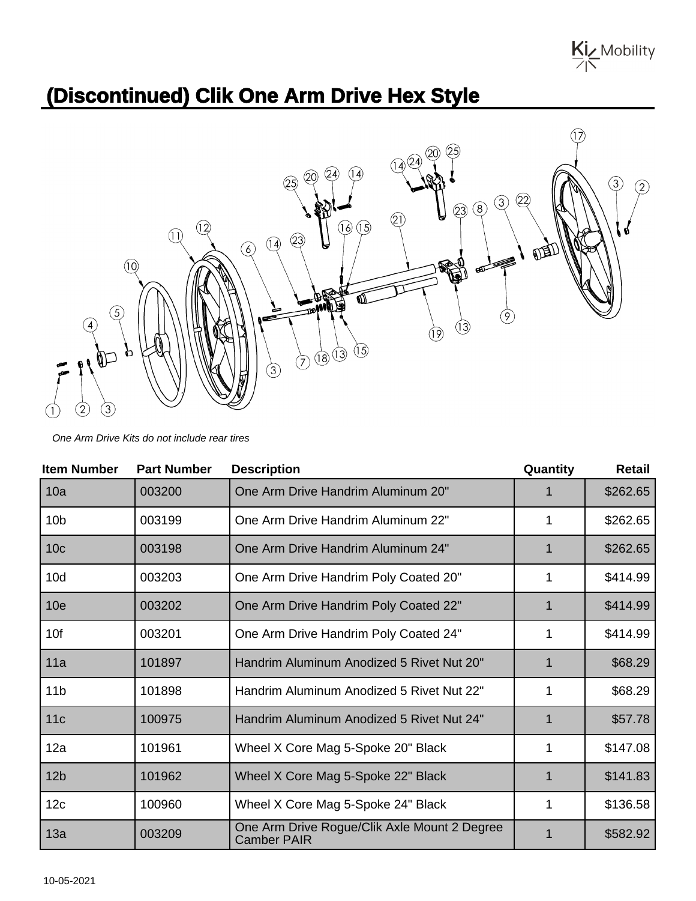# (Discontinued) Clik One Arm Drive Hex Style

*One Arm Drive Kits do not include rear tires*

| Item Number | Part Number | Description | Quantity | Retail |
|---|---|---|---|---|
| 10a | 003200 | One Arm Drive Handrim Aluminum 20" | 1 | $262.65 |
| 10b | 003199 | One Arm Drive Handrim Aluminum 22" | 1 | $262.65 |
| 10c | 003198 | One Arm Drive Handrim Aluminum 24" | 1 | $262.65 |
| 10d | 003203 | One Arm Drive Handrim Poly Coated 20" | 1 | $414.99 |
| 10e | 003202 | One Arm Drive Handrim Poly Coated 22" | 1 | $414.99 |
| 10f | 003201 | One Arm Drive Handrim Poly Coated 24" | 1 | $414.99 |
| 11a | 101897 | Handrim Aluminum Anodized 5 Rivet Nut 20" | 1 | $68.29 |
| 11b | 101898 | Handrim Aluminum Anodized 5 Rivet Nut 22" | 1 | $68.29 |
| 11c | 100975 | Handrim Aluminum Anodized 5 Rivet Nut 24" | 1 | $57.78 |
| 12a | 101961 | Wheel X Core Mag 5-Spoke 20" Black | 1 | $147.08 |
| 12b | 101962 | Wheel X Core Mag 5-Spoke 22" Black | 1 | $141.83 |
| 12c | 100960 | Wheel X Core Mag 5-Spoke 24" Black | 1 | $136.58 |
| 13a | 003209 | One Arm Drive Rogue/Clik Axle Mount 2 Degree Camber PAIR | 1 | $582.92 |

10-05-2021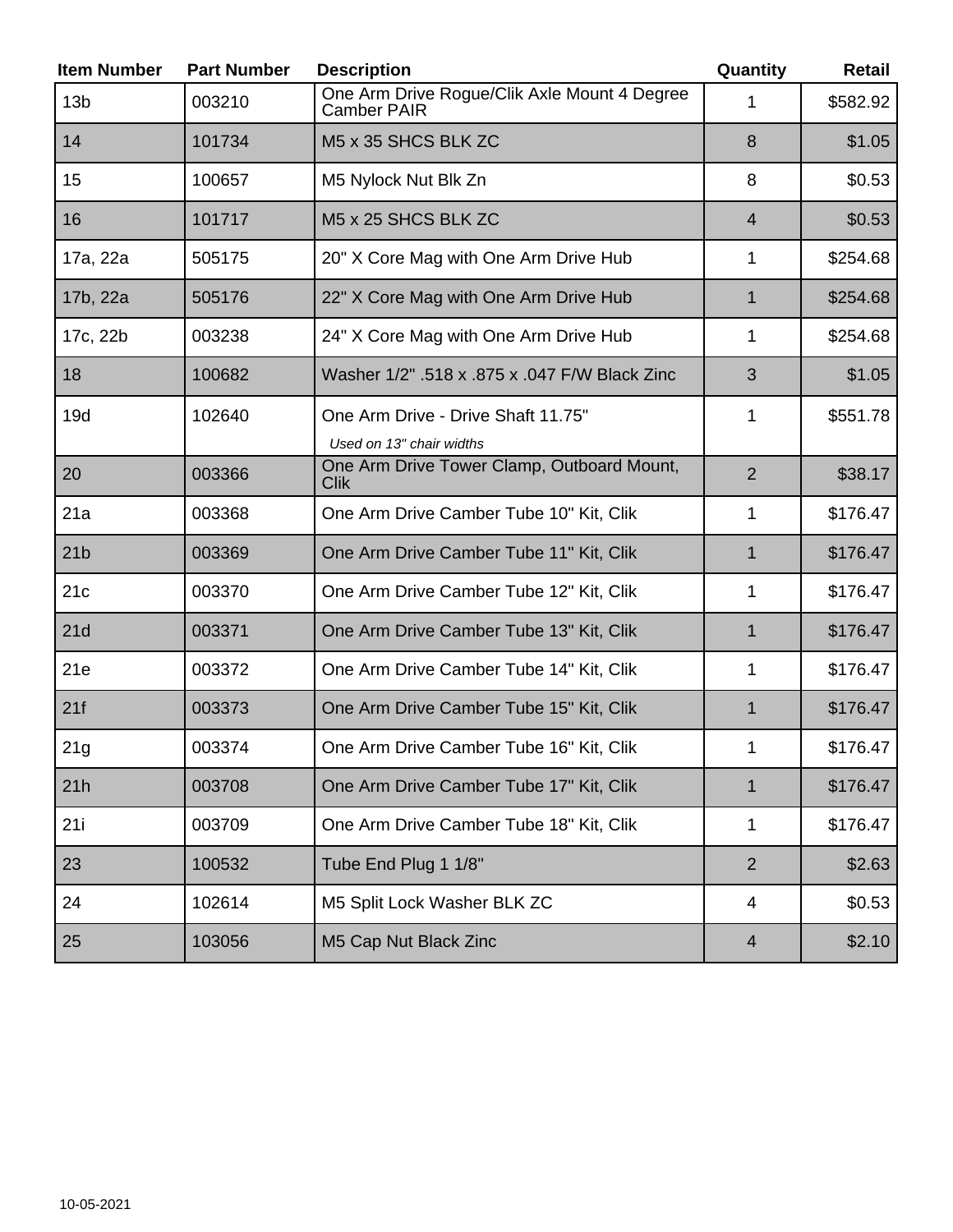| Item Number | Part Number | Description | Quantity | Retail |
| --- | --- | --- | --- | --- |
| 13b | 003210 | One Arm Drive Rogue/Clik Axle Mount 4 Degree Camber PAIR | 1 | $582.92 |
| 14 | 101734 | M5 x 35 SHCS BLK ZC | 8 | $1.05 |
| 15 | 100657 | M5 Nylock Nut Blk Zn | 8 | $0.53 |
| 16 | 101717 | M5 x 25 SHCS BLK ZC | 4 | $0.53 |
| 17a, 22a | 505175 | 20" X Core Mag with One Arm Drive Hub | 1 | $254.68 |
| 17b, 22a | 505176 | 22" X Core Mag with One Arm Drive Hub | 1 | $254.68 |
| 17c, 22b | 003238 | 24" X Core Mag with One Arm Drive Hub | 1 | $254.68 |
| 18 | 100682 | Washer 1/2" .518 x .875 x .047 F/W Black Zinc | 3 | $1.05 |
| 19d | 102640 | One Arm Drive - Drive Shaft 11.75" *Used on 13" chair widths* | 1 | $551.78 |
| 20 | 003366 | One Arm Drive Tower Clamp, Outboard Mount, Clik | 2 | $38.17 |
| 21a | 003368 | One Arm Drive Camber Tube 10" Kit, Clik | 1 | $176.47 |
| 21b | 003369 | One Arm Drive Camber Tube 11" Kit, Clik | 1 | $176.47 |
| 21c | 003370 | One Arm Drive Camber Tube 12" Kit, Clik | 1 | $176.47 |
| 21d | 003371 | One Arm Drive Camber Tube 13" Kit, Clik | 1 | $176.47 |
| 21e | 003372 | One Arm Drive Camber Tube 14" Kit, Clik | 1 | $176.47 |
| 21f | 003373 | One Arm Drive Camber Tube 15" Kit, Clik | 1 | $176.47 |
| 21g | 003374 | One Arm Drive Camber Tube 16" Kit, Clik | 1 | $176.47 |
| 21h | 003708 | One Arm Drive Camber Tube 17" Kit, Clik | 1 | $176.47 |
| 21i | 003709 | One Arm Drive Camber Tube 18" Kit, Clik | 1 | $176.47 |
| 23 | 100532 | Tube End Plug 1 1/8" | 2 | $2.63 |
| 24 | 102614 | M5 Split Lock Washer BLK ZC | 4 | $0.53 |
| 25 | 103056 | M5 Cap Nut Black Zinc | 4 | $2.10 |

10-05-2021